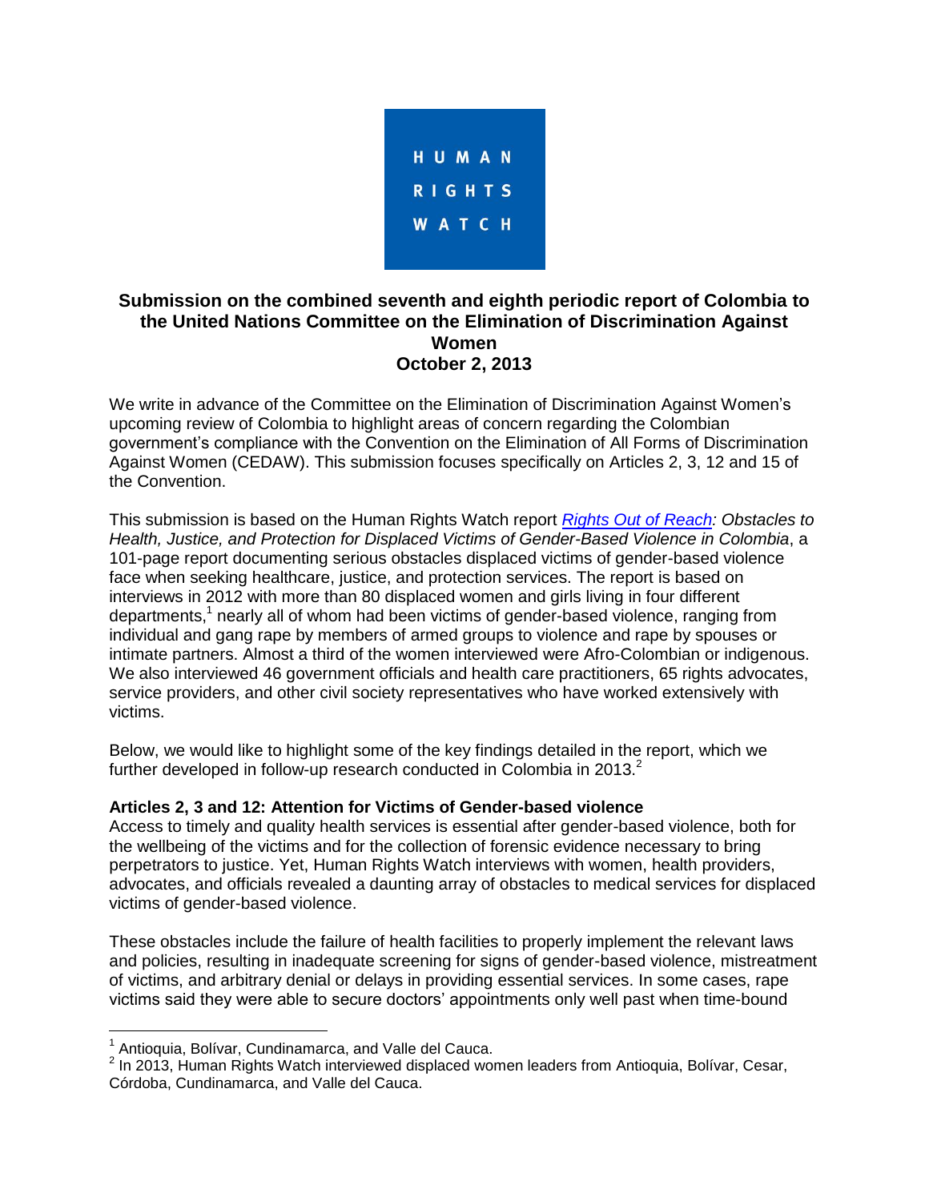HUMAN RIGHTS WATCH

# Submission on the combined seventh and eighth periodic report of Colombia to the United Nations Committee on the Elimination of Discrimination Against Women

**October 2, 2013**

We write in advance of the Committee on the Elimination of Discrimination Against Women's upcoming review of Colombia to highlight areas of concern regarding the Colombian government's compliance with the Convention on the Elimination of All Forms of Discrimination Against Women (CEDAW). This submission focuses specifically on Articles 2, 3, 12 and 15 of the Convention.

This submission is based on the Human Rights Watch report *Rights Out of Reach: Obstacles to Health, Justice, and Protection for Displaced Victims of Gender-Based Violence in Colombia*, a 101-page report documenting serious obstacles displaced victims of gender-based violence face when seeking healthcare, justice, and protection services. The report is based on interviews in 2012 with more than 80 displaced women and girls living in four different departments,[1] nearly all of whom had been victims of gender-based violence, ranging from individual and gang rape by members of armed groups to violence and rape by spouses or intimate partners. Almost a third of the women interviewed were Afro-Colombian or indigenous. We also interviewed 46 government officials and health care practitioners, 65 rights advocates, service providers, and other civil society representatives who have worked extensively with victims.

Below, we would like to highlight some of the key findings detailed in the report, which we further developed in follow-up research conducted in Colombia in 2013.[2]

## Articles 2, 3 and 12: Attention for Victims of Gender-based violence

Access to timely and quality health services is essential after gender-based violence, both for the wellbeing of the victims and for the collection of forensic evidence necessary to bring perpetrators to justice. Yet, Human Rights Watch interviews with women, health providers, advocates, and officials revealed a daunting array of obstacles to medical services for displaced victims of gender-based violence.

These obstacles include the failure of health facilities to properly implement the relevant laws and policies, resulting in inadequate screening for signs of gender-based violence, mistreatment of victims, and arbitrary denial or delays in providing essential services. In some cases, rape victims said they were able to secure doctors' appointments only well past when time-bound

---

[1] Antioquia, Bolívar, Cundinamarca, and Valle del Cauca.

[2] In 2013, Human Rights Watch interviewed displaced women leaders from Antioquia, Bolívar, Cesar, Córdoba, Cundinamarca, and Valle del Cauca.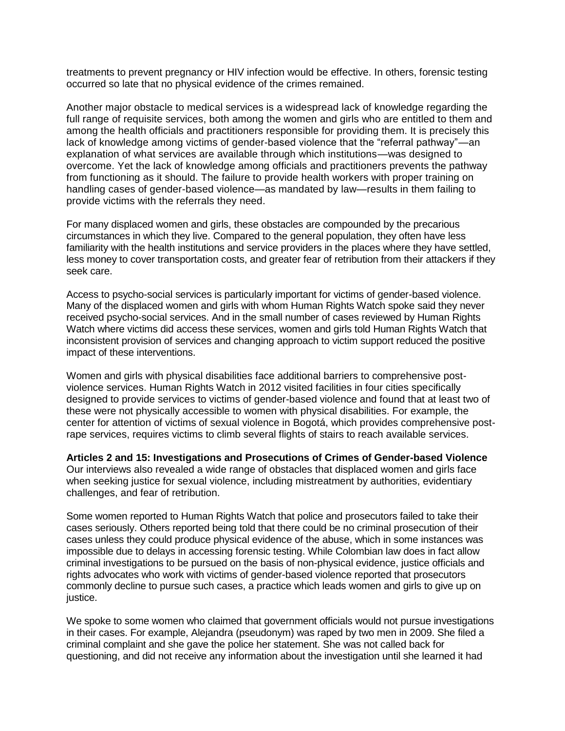treatments to prevent pregnancy or HIV infection would be effective. In others, forensic testing occurred so late that no physical evidence of the crimes remained.

Another major obstacle to medical services is a widespread lack of knowledge regarding the full range of requisite services, both among the women and girls who are entitled to them and among the health officials and practitioners responsible for providing them. It is precisely this lack of knowledge among victims of gender-based violence that the "referral pathway"—an explanation of what services are available through which institutions—was designed to overcome. Yet the lack of knowledge among officials and practitioners prevents the pathway from functioning as it should. The failure to provide health workers with proper training on handling cases of gender-based violence—as mandated by law—results in them failing to provide victims with the referrals they need.

For many displaced women and girls, these obstacles are compounded by the precarious circumstances in which they live. Compared to the general population, they often have less familiarity with the health institutions and service providers in the places where they have settled, less money to cover transportation costs, and greater fear of retribution from their attackers if they seek care.

Access to psycho-social services is particularly important for victims of gender-based violence. Many of the displaced women and girls with whom Human Rights Watch spoke said they never received psycho-social services. And in the small number of cases reviewed by Human Rights Watch where victims did access these services, women and girls told Human Rights Watch that inconsistent provision of services and changing approach to victim support reduced the positive impact of these interventions.

Women and girls with physical disabilities face additional barriers to comprehensive post-violence services. Human Rights Watch in 2012 visited facilities in four cities specifically designed to provide services to victims of gender-based violence and found that at least two of these were not physically accessible to women with physical disabilities. For example, the center for attention of victims of sexual violence in Bogotá, which provides comprehensive post-rape services, requires victims to climb several flights of stairs to reach available services.

**Articles 2 and 15: Investigations and Prosecutions of Crimes of Gender-based Violence**

Our interviews also revealed a wide range of obstacles that displaced women and girls face when seeking justice for sexual violence, including mistreatment by authorities, evidentiary challenges, and fear of retribution.

Some women reported to Human Rights Watch that police and prosecutors failed to take their cases seriously. Others reported being told that there could be no criminal prosecution of their cases unless they could produce physical evidence of the abuse, which in some instances was impossible due to delays in accessing forensic testing. While Colombian law does in fact allow criminal investigations to be pursued on the basis of non-physical evidence, justice officials and rights advocates who work with victims of gender-based violence reported that prosecutors commonly decline to pursue such cases, a practice which leads women and girls to give up on justice.

We spoke to some women who claimed that government officials would not pursue investigations in their cases. For example, Alejandra (pseudonym) was raped by two men in 2009. She filed a criminal complaint and she gave the police her statement. She was not called back for questioning, and did not receive any information about the investigation until she learned it had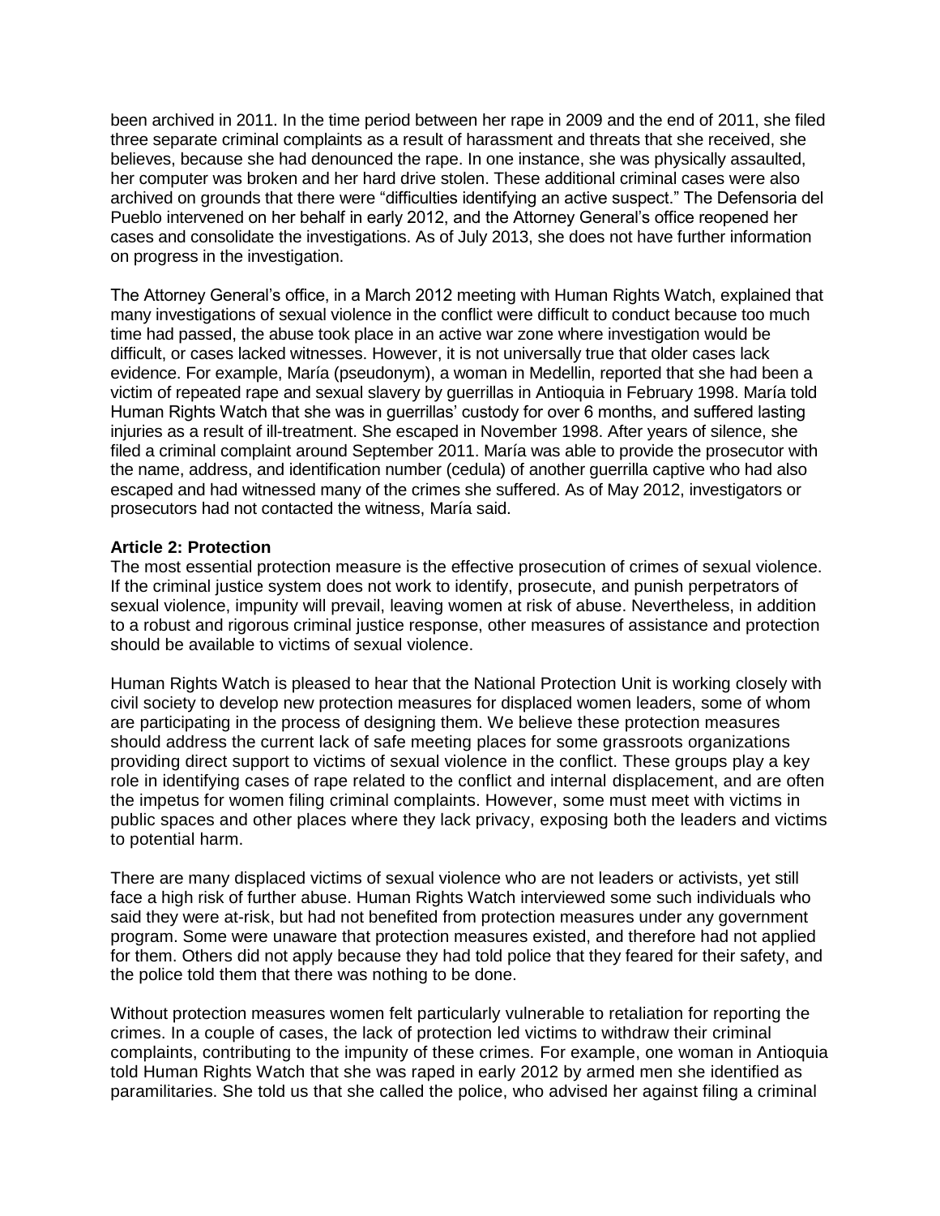been archived in 2011. In the time period between her rape in 2009 and the end of 2011, she filed three separate criminal complaints as a result of harassment and threats that she received, she believes, because she had denounced the rape. In one instance, she was physically assaulted, her computer was broken and her hard drive stolen. These additional criminal cases were also archived on grounds that there were "difficulties identifying an active suspect." The Defensoria del Pueblo intervened on her behalf in early 2012, and the Attorney General's office reopened her cases and consolidate the investigations. As of July 2013, she does not have further information on progress in the investigation.

The Attorney General's office, in a March 2012 meeting with Human Rights Watch, explained that many investigations of sexual violence in the conflict were difficult to conduct because too much time had passed, the abuse took place in an active war zone where investigation would be difficult, or cases lacked witnesses. However, it is not universally true that older cases lack evidence. For example, María (pseudonym), a woman in Medellin, reported that she had been a victim of repeated rape and sexual slavery by guerrillas in Antioquia in February 1998. María told Human Rights Watch that she was in guerrillas' custody for over 6 months, and suffered lasting injuries as a result of ill-treatment. She escaped in November 1998. After years of silence, she filed a criminal complaint around September 2011. María was able to provide the prosecutor with the name, address, and identification number (cedula) of another guerrilla captive who had also escaped and had witnessed many of the crimes she suffered. As of May 2012, investigators or prosecutors had not contacted the witness, María said.

**Article 2: Protection**

The most essential protection measure is the effective prosecution of crimes of sexual violence. If the criminal justice system does not work to identify, prosecute, and punish perpetrators of sexual violence, impunity will prevail, leaving women at risk of abuse. Nevertheless, in addition to a robust and rigorous criminal justice response, other measures of assistance and protection should be available to victims of sexual violence.

Human Rights Watch is pleased to hear that the National Protection Unit is working closely with civil society to develop new protection measures for displaced women leaders, some of whom are participating in the process of designing them. We believe these protection measures should address the current lack of safe meeting places for some grassroots organizations providing direct support to victims of sexual violence in the conflict. These groups play a key role in identifying cases of rape related to the conflict and internal displacement, and are often the impetus for women filing criminal complaints. However, some must meet with victims in public spaces and other places where they lack privacy, exposing both the leaders and victims to potential harm.

There are many displaced victims of sexual violence who are not leaders or activists, yet still face a high risk of further abuse. Human Rights Watch interviewed some such individuals who said they were at-risk, but had not benefited from protection measures under any government program. Some were unaware that protection measures existed, and therefore had not applied for them. Others did not apply because they had told police that they feared for their safety, and the police told them that there was nothing to be done.

Without protection measures women felt particularly vulnerable to retaliation for reporting the crimes. In a couple of cases, the lack of protection led victims to withdraw their criminal complaints, contributing to the impunity of these crimes. For example, one woman in Antioquia told Human Rights Watch that she was raped in early 2012 by armed men she identified as paramilitaries. She told us that she called the police, who advised her against filing a criminal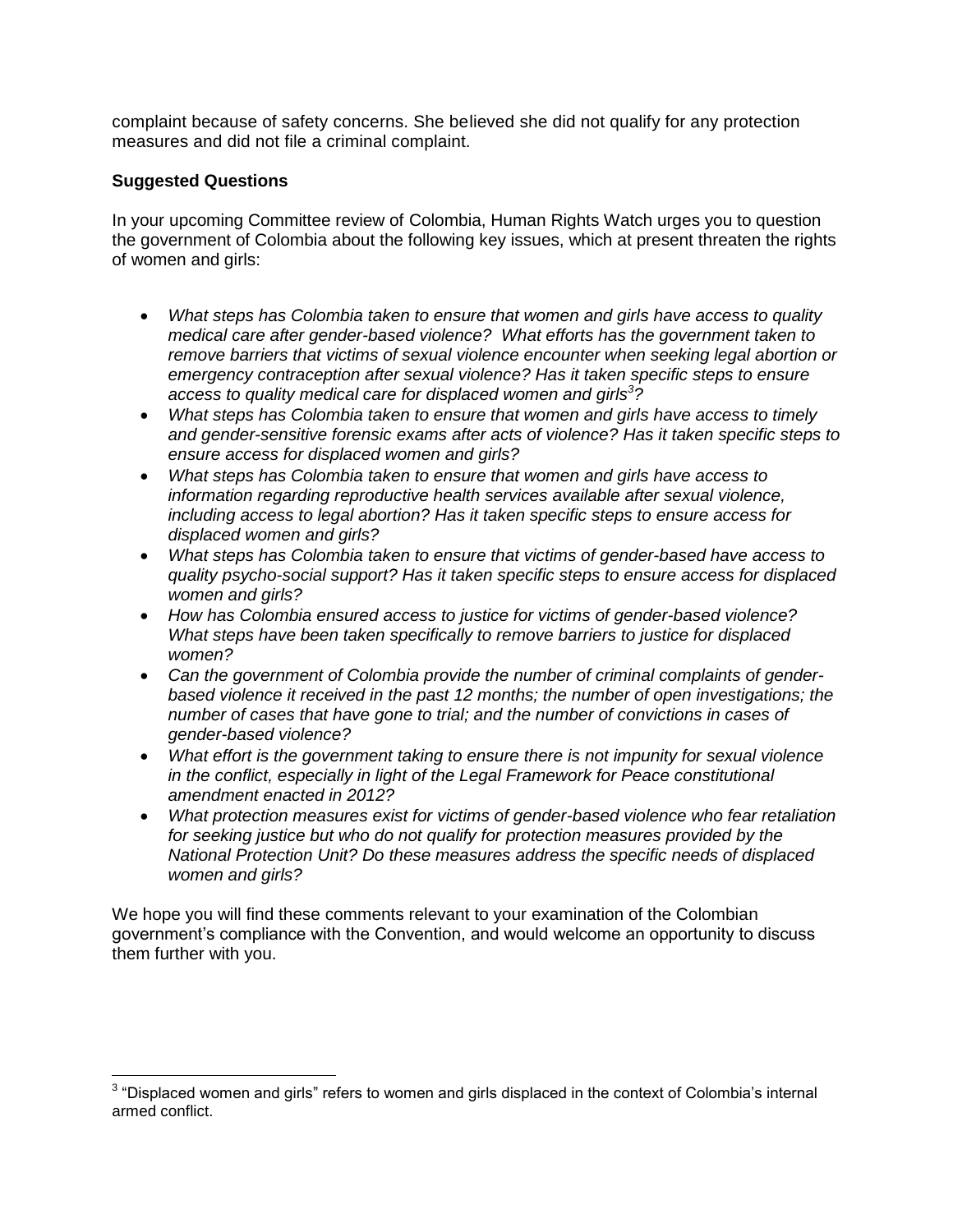complaint because of safety concerns. She believed she did not qualify for any protection measures and did not file a criminal complaint.

**Suggested Questions**

In your upcoming Committee review of Colombia, Human Rights Watch urges you to question the government of Colombia about the following key issues, which at present threaten the rights of women and girls:

- *What steps has Colombia taken to ensure that women and girls have access to quality medical care after gender-based violence? What efforts has the government taken to remove barriers that victims of sexual violence encounter when seeking legal abortion or emergency contraception after sexual violence? Has it taken specific steps to ensure access to quality medical care for displaced women and girls[3]?*
- *What steps has Colombia taken to ensure that women and girls have access to timely and gender-sensitive forensic exams after acts of violence? Has it taken specific steps to ensure access for displaced women and girls?*
- *What steps has Colombia taken to ensure that women and girls have access to information regarding reproductive health services available after sexual violence, including access to legal abortion? Has it taken specific steps to ensure access for displaced women and girls?*
- *What steps has Colombia taken to ensure that victims of gender-based have access to quality psycho-social support? Has it taken specific steps to ensure access for displaced women and girls?*
- *How has Colombia ensured access to justice for victims of gender-based violence? What steps have been taken specifically to remove barriers to justice for displaced women?*
- *Can the government of Colombia provide the number of criminal complaints of gender-based violence it received in the past 12 months; the number of open investigations; the number of cases that have gone to trial; and the number of convictions in cases of gender-based violence?*
- *What effort is the government taking to ensure there is not impunity for sexual violence in the conflict, especially in light of the Legal Framework for Peace constitutional amendment enacted in 2012?*
- *What protection measures exist for victims of gender-based violence who fear retaliation for seeking justice but who do not qualify for protection measures provided by the National Protection Unit? Do these measures address the specific needs of displaced women and girls?*

We hope you will find these comments relevant to your examination of the Colombian government's compliance with the Convention, and would welcome an opportunity to discuss them further with you.

[3] "Displaced women and girls" refers to women and girls displaced in the context of Colombia's internal armed conflict.